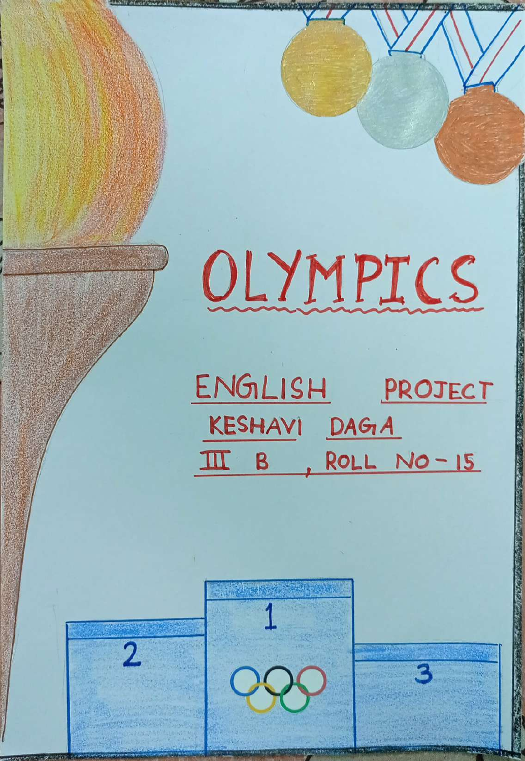# OLYMPICS

ENGLISH PROJECT

KESHAVI DAGA

III B , ROLL NO - 15

2

1

3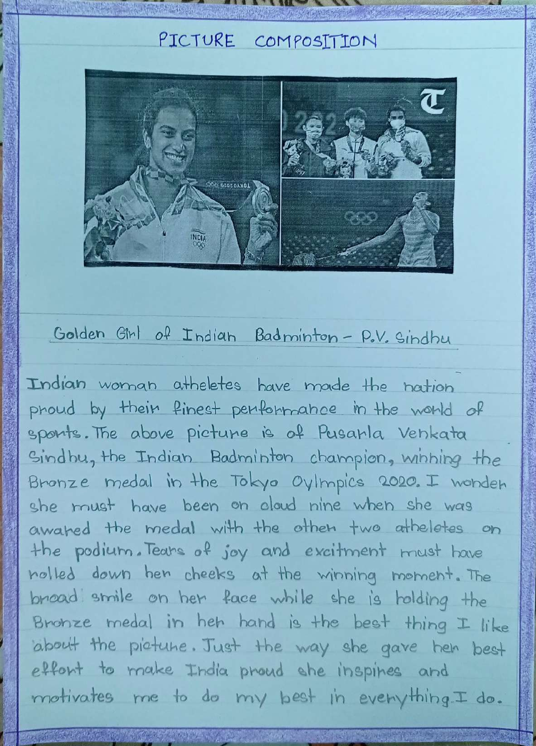# PICTURE COMPOSITION

## Golden Girl of Indian Badminton - P.V. Sindhu

Indian woman atheletes have made the nation proud by their finest performance in the world of sports. The above picture is of Pusarla Venkata Sindhu, the Indian Badminton champion, winning the Bronze medal in the Tokyo Oylmpics 2020. I wonder she must have been on cloud nine when she was awared the medal with the other two atheletes on the podium. Tears of joy and excitment must have rolled down her cheeks at the winning moment. The broad smile on her face while she is holding the Bronze medal in her hand is the best thing I like about the picture. Just the way she gave her best effort to make India proud she inspires and motivates me to do my best in everything I do.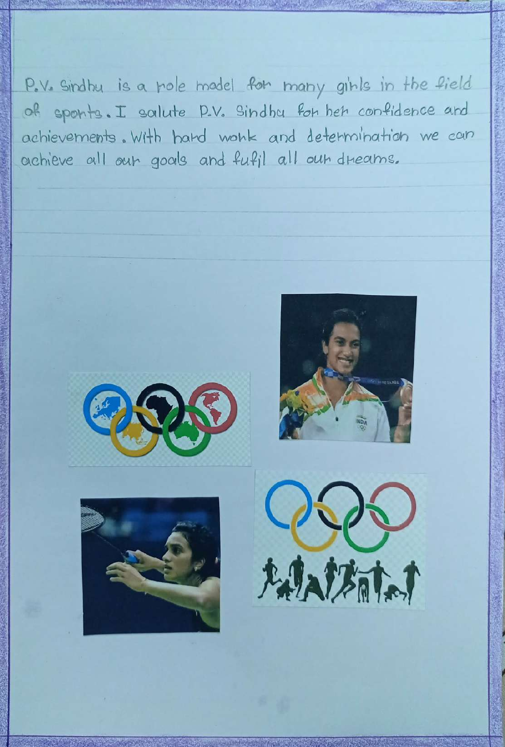P.V. Sindhu is a role model for many girls in the field of sports. I salute P.V. Sindhu for her confidence and achievements. With hard work and determination we can achieve all our goals and fufil all our dreams.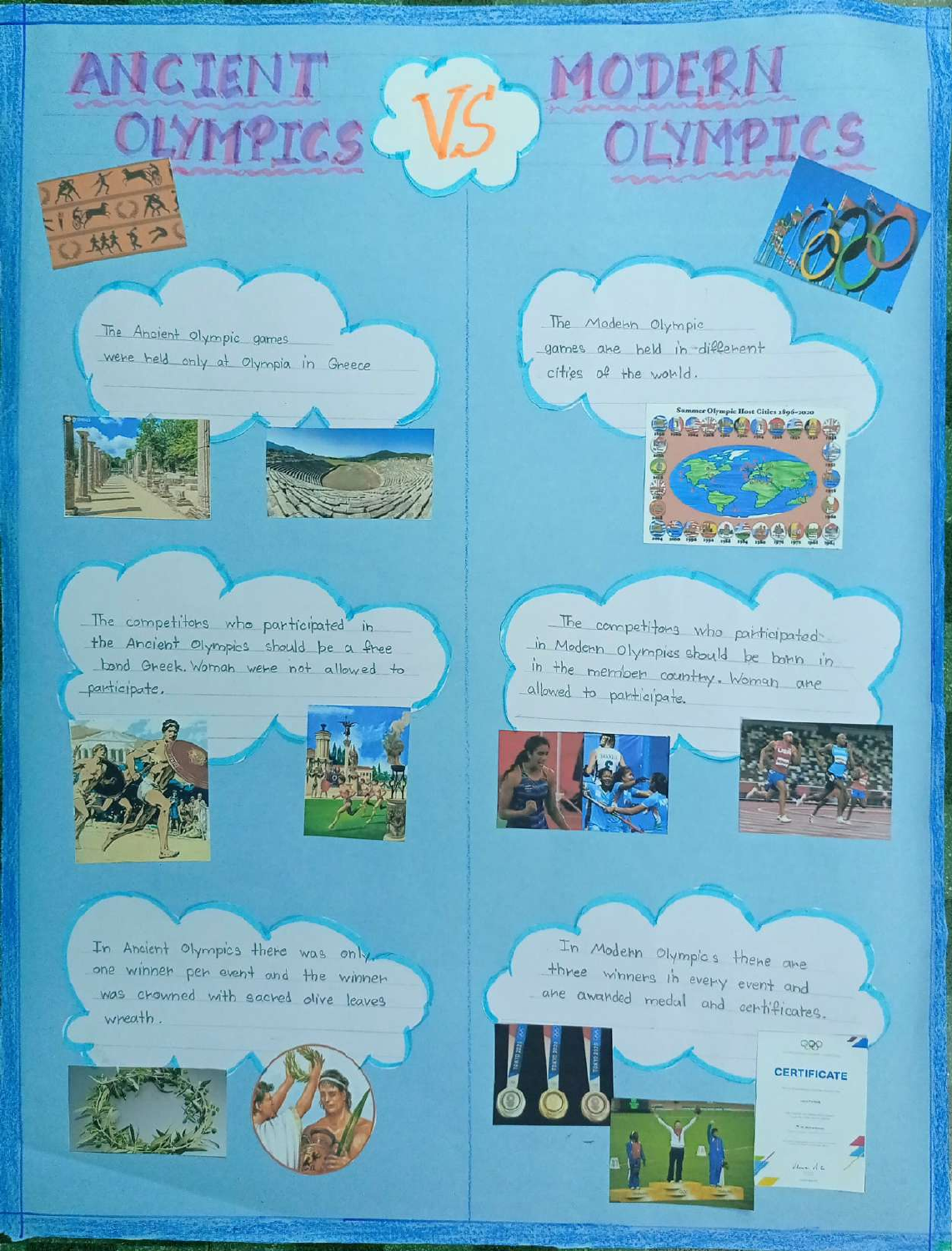# ANCIENT OLYMPICS VS MODERN OLYMPICS

## Ancient Olympics

The Ancient Olympic games were held only at Olympia in Greece

The competitors who participated in the Ancient Olympics should be a free bond Greek. Woman were not allowed to participate.

In Ancient Olympics there was only one winner per event and the winner was crowned with sacred olive leaves wreath.

## Modern Olympics

The Modern Olympic games are held in different cities of the world.

Summer Olympic Host Cities 1896–2020

The competitors who participated in Modern Olympics should be born in in the member country. Woman are allowed to participate.

In Modern Olympics there are three winners in every event and are awarded medal and certificates.

CERTIFICATE